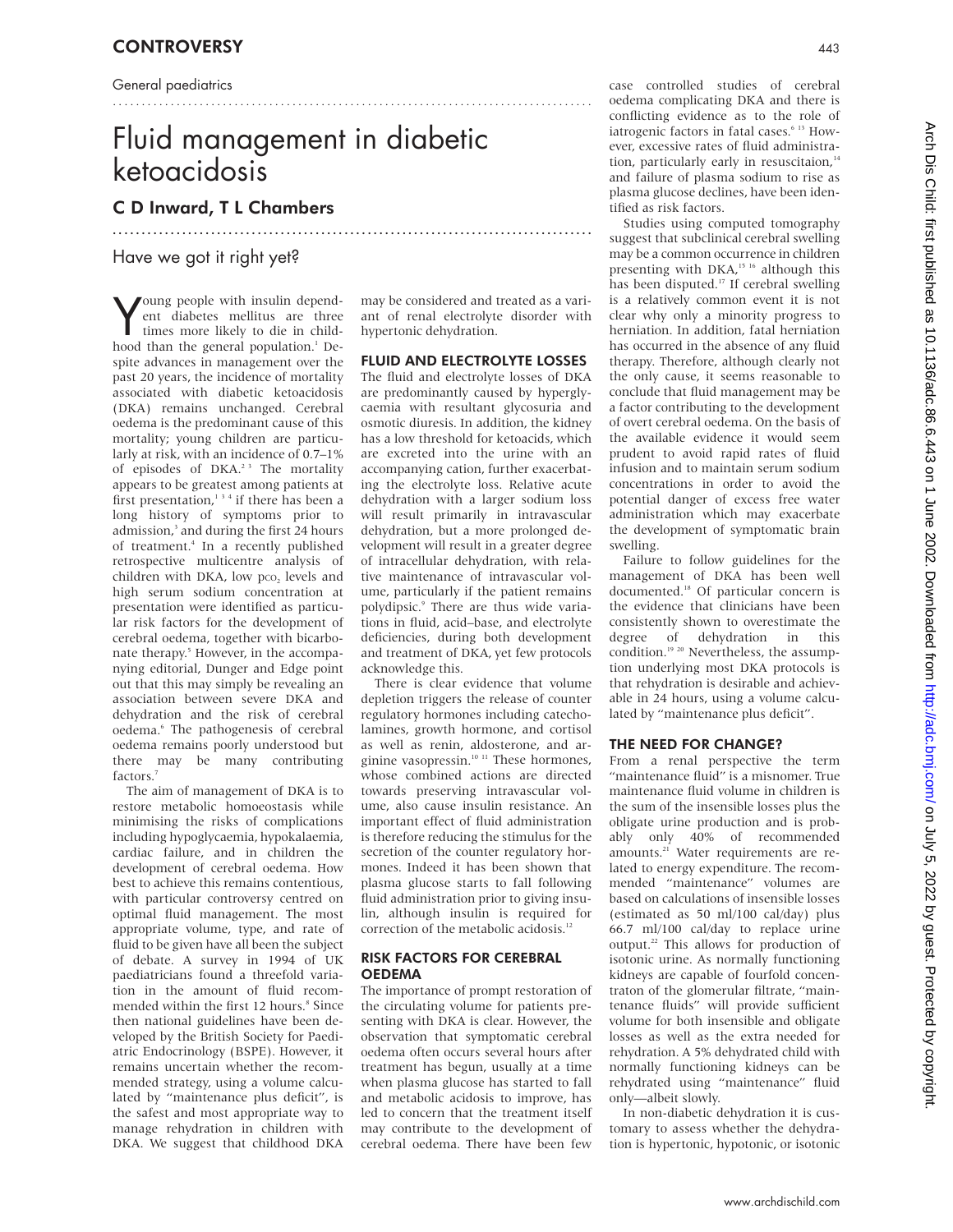CONTROVERSY

General paediatrics

# Fluid management in diabetic ketoacidosis

## C D Inward, T L Chambers

### Have we got it right yet?

Young people with insulin dependent diabetes mellitus are three times more likely to die in childhood than the general population.[1] Despite advances in management over the past 20 years, the incidence of mortality associated with diabetic ketoacidosis (DKA) remains unchanged. Cerebral oedema is the predominant cause of this mortality; young children are particularly at risk, with an incidence of 0.7–1% of episodes of DKA.[2,3] The mortality appears to be greatest among patients at first presentation,[1,3,4] if there has been a long history of symptoms prior to admission,[3] and during the first 24 hours of treatment.[4] In a recently published retrospective multicentre analysis of children with DKA, low $p\text{CO}_2$ levels and high serum sodium concentration at presentation were identified as particular risk factors for the development of cerebral oedema, together with bicarbonate therapy.[5] However, in the accompanying editorial, Dunger and Edge point out that this may simply be revealing an association between severe DKA and dehydration and the risk of cerebral oedema.[6] The pathogenesis of cerebral oedema remains poorly understood but there may be many contributing factors.[7]

The aim of management of DKA is to restore metabolic homoeostasis while minimising the risks of complications including hypoglycaemia, hypokalaemia, cardiac failure, and in children the development of cerebral oedema. How best to achieve this remains contentious, with particular controversy centred on optimal fluid management. The most appropriate volume, type, and rate of fluid to be given have all been the subject of debate. A survey in 1994 of UK paediatricians found a threefold variation in the amount of fluid recommended within the first 12 hours.[8] Since then national guidelines have been developed by the British Society for Paediatric Endocrinology (BSPE). However, it remains uncertain whether the recommended strategy, using a volume calculated by "maintenance plus deficit", is the safest and most appropriate way to manage rehydration in children with DKA. We suggest that childhood DKA may be considered and treated as a variant of renal electrolyte disorder with hypertonic dehydration.

## FLUID AND ELECTROLYTE LOSSES

The fluid and electrolyte losses of DKA are predominantly caused by hyperglycaemia with resultant glycosuria and osmotic diuresis. In addition, the kidney has a low threshold for ketoacids, which are excreted into the urine with an accompanying cation, further exacerbating the electrolyte loss. Relative acute dehydration with a larger sodium loss will result primarily in intravascular dehydration, but a more prolonged development will result in a greater degree of intracellular dehydration, with relative maintenance of intravascular volume, particularly if the patient remains polydipsic.[9] There are thus wide variations in fluid, acid–base, and electrolyte deficiencies, during both development and treatment of DKA, yet few protocols acknowledge this.

There is clear evidence that volume depletion triggers the release of counter regulatory hormones including catecholamines, growth hormone, and cortisol as well as renin, aldosterone, and arginine vasopressin.[10,11] These hormones, whose combined actions are directed towards preserving intravascular volume, also cause insulin resistance. An important effect of fluid administration is therefore reducing the stimulus for the secretion of the counter regulatory hormones. Indeed it has been shown that plasma glucose starts to fall following fluid administration prior to giving insulin, although insulin is required for correction of the metabolic acidosis.[12]

## RISK FACTORS FOR CEREBRAL OEDEMA

The importance of prompt restoration of the circulating volume for patients presenting with DKA is clear. However, the observation that symptomatic cerebral oedema often occurs several hours after treatment has begun, usually at a time when plasma glucose has started to fall and metabolic acidosis to improve, has led to concern that the treatment itself may contribute to the development of cerebral oedema. There have been few case controlled studies of cerebral oedema complicating DKA and there is conflicting evidence as to the role of iatrogenic factors in fatal cases.[6,13] However, excessive rates of fluid administration, particularly early in resuscitaion,[14] and failure of plasma sodium to rise as plasma glucose declines, have been identified as risk factors.

Studies using computed tomography suggest that subclinical cerebral swelling may be a common occurrence in children presenting with DKA,[15,16] although this has been disputed.[17] If cerebral swelling is a relatively common event it is not clear why only a minority progress to herniation. In addition, fatal herniation has occurred in the absence of any fluid therapy. Therefore, although clearly not the only cause, it seems reasonable to conclude that fluid management may be a factor contributing to the development of overt cerebral oedema. On the basis of the available evidence it would seem prudent to avoid rapid rates of fluid infusion and to maintain serum sodium concentrations in order to avoid the potential danger of excess free water administration which may exacerbate the development of symptomatic brain swelling.

Failure to follow guidelines for the management of DKA has been well documented.[18] Of particular concern is the evidence that clinicians have been consistently shown to overestimate the degree of dehydration in this condition.[19,20] Nevertheless, the assumption underlying most DKA protocols is that rehydration is desirable and achievable in 24 hours, using a volume calculated by "maintenance plus deficit".

## THE NEED FOR CHANGE?

From a renal perspective the term "maintenance fluid" is a misnomer. True maintenance fluid volume in children is the sum of the insensible losses plus the obligate urine production and is probably only 40% of recommended amounts.[21] Water requirements are related to energy expenditure. The recommended "maintenance" volumes are based on calculations of insensible losses (estimated as 50 ml/100 cal/day) plus 66.7 ml/100 cal/day to replace urine output.[22] This allows for production of isotonic urine. As normally functioning kidneys are capable of fourfold concentraton of the glomerular filtrate, "maintenance fluids" will provide sufficient volume for both insensible and obligate losses as well as the extra needed for rehydration. A 5% dehydrated child with normally functioning kidneys can be rehydrated using "maintenance" fluid only—albeit slowly.

In non-diabetic dehydration it is customary to assess whether the dehydration is hypertonic, hypotonic, or isotonic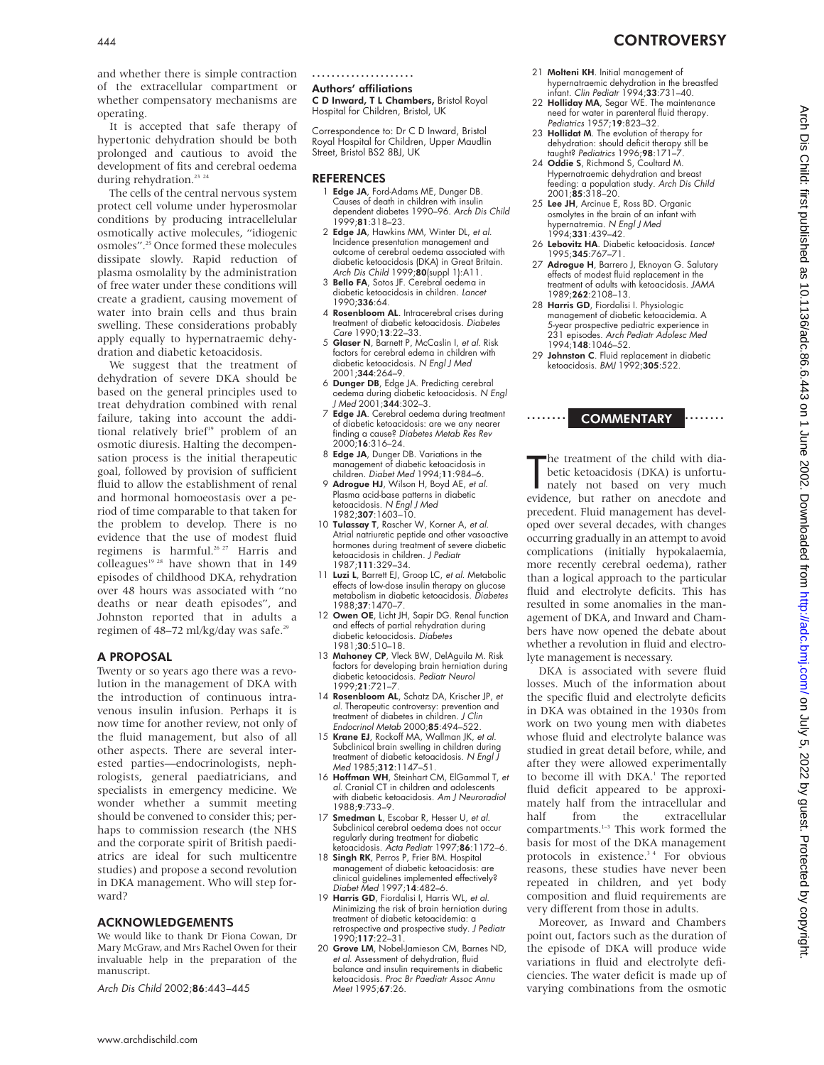and whether there is simple contraction of the extracellular compartment or whether compensatory mechanisms are operating.

It is accepted that safe therapy of hypertonic dehydration should be both prolonged and cautious to avoid the development of fits and cerebral oedema during rehydration.[23 24]

The cells of the central nervous system protect cell volume under hyperosmolar conditions by producing intracellelular osmotically active molecules, "idiogenic osmoles".[25] Once formed these molecules dissipate slowly. Rapid reduction of plasma osmolality by the administration of free water under these conditions will create a gradient, causing movement of water into brain cells and thus brain swelling. These considerations probably apply equally to hypernatraemic dehydration and diabetic ketoacidosis.

We suggest that the treatment of dehydration of severe DKA should be based on the general principles used to treat dehydration combined with renal failure, taking into account the additional relatively brief[19] problem of an osmotic diuresis. Halting the decompensation process is the initial therapeutic goal, followed by provision of sufficient fluid to allow the establishment of renal and hormonal homoeostasis over a period of time comparable to that taken for the problem to develop. There is no evidence that the use of modest fluid regimens is harmful.[26 27] Harris and colleagues[19 28] have shown that in 149 episodes of childhood DKA, rehydration over 48 hours was associated with "no deaths or near death episodes", and Johnston reported that in adults a regimen of 48–72 ml/kg/day was safe.[29]

## A PROPOSAL

Twenty or so years ago there was a revolution in the management of DKA with the introduction of continuous intravenous insulin infusion. Perhaps it is now time for another review, not only of the fluid management, but also of all other aspects. There are several interested parties—endocrinologists, nephrologists, general paediatricians, and specialists in emergency medicine. We wonder whether a summit meeting should be convened to consider this; perhaps to commission research (the NHS and the corporate spirit of British paediatrics are ideal for such multicentre studies) and propose a second revolution in DKA management. Who will step forward?

## ACKNOWLEDGEMENTS

We would like to thank Dr Fiona Cowan, Dr Mary McGraw, and Mrs Rachel Owen for their invaluable help in the preparation of the manuscript.

*Arch Dis Child* 2002;**86**:443–445

### Authors' affiliations

**C D Inward, T L Chambers,** Bristol Royal Hospital for Children, Bristol, UK

Correspondence to: Dr C D Inward, Bristol Royal Hospital for Children, Upper Maudlin Street, Bristol BS2 8BJ, UK

## REFERENCES

1. **Edge JA**, Ford-Adams ME, Dunger DB. Causes of death in children with insulin dependent diabetes 1990–96. *Arch Dis Child* 1999;**81**:318–23.
2. **Edge JA**, Hawkins MM, Winter DL, *et al.* Incidence presentation management and outcome of cerebral oedema associated with diabetic ketoacidosis (DKA) in Great Britain. *Arch Dis Child* 1999;**80**(suppl 1):A11.
3. **Bello FA**, Sotos JF. Cerebral oedema in diabetic ketoacidosis in children. *Lancet* 1990;**336**:64.
4. **Rosenbloom AL**. Intracerebral crises during treatment of diabetic ketoacidosis. *Diabetes Care* 1990;**13**:22–33.
5. **Glaser N**, Barnett P, McCaslin I, *et al.* Risk factors for cerebral edema in children with diabetic ketoacidosis. *N Engl J Med* 2001;**344**:264–9.
6. **Dunger DB**, Edge JA. Predicting cerebral oedema during diabetic ketoacidosis. *N Engl J Med* 2001;**344**:302–3.
7. **Edge JA**. Cerebral oedema during treatment of diabetic ketoacidosis: are we any nearer finding a cause? *Diabetes Metab Res Rev* 2000;**16**:316–24.
8. **Edge JA**, Dunger DB. Variations in the management of diabetic ketoacidosis in children. *Diabet Med* 1994;**11**:984–6.
9. **Adrogue HJ**, Wilson H, Boyd AE, *et al.* Plasma acid-base patterns in diabetic ketoacidosis. *N Engl J Med* 1982;**307**:1603–10.
10. **Tulassay T**, Rascher W, Korner A, *et al.* Atrial natriuretic peptide and other vasoactive hormones during treatment of severe diabetic ketoacidosis in children. *J Pediatr* 1987;**111**:329–34.
11. **Luzi L**, Barrett EJ, Groop LC, *et al.* Metabolic effects of low-dose insulin therapy on glucose metabolism in diabetic ketoacidosis. *Diabetes* 1988;**37**:1470–7.
12. **Owen OE**, Licht JH, Sapir DG. Renal function and effects of partial rehydration during diabetic ketoacidosis. *Diabetes* 1981;**30**:510–18.
13. **Mahoney CP**, Vleck BW, DelAguila M. Risk factors for developing brain herniation during diabetic ketoacidosis. *Pediatr Neurol* 1999;**21**:721–7.
14. **Rosenbloom AL**, Schatz DA, Krischer JP, *et al.* Therapeutic controversy: prevention and treatment of diabetes in children. *J Clin Endocrinol Metab* 2000;**85**:494–522.
15. **Krane EJ**, Rockoff MA, Wallman JK, *et al.* Subclinical brain swelling in children during treatment of diabetic ketoacidosis. *N Engl J Med* 1985;**312**:1147–51.
16. **Hoffman WH**, Steinhart CM, ElGammal T, *et al.* Cranial CT in children and adolescents with diabetic ketoacidosis. *Am J Neuroradiol* 1988;**9**:733–9.
17. **Smedman L**, Escobar R, Hesser U, *et al.* Subclinical cerebral oedema does not occur regularly during treatment for diabetic ketoacidosis. *Acta Pediatr* 1997;**86**:1172–6.
18. **Singh RK**, Perros P, Frier BM. Hospital management of diabetic ketoacidosis: are clinical guidelines implemented effectively? *Diabet Med* 1997;**14**:482–6.
19. **Harris GD**, Fiordalisi I, Harris WL, *et al.* Minimizing the risk of brain herniation during treatment of diabetic ketoacidemia: a retrospective and prospective study. *J Pediatr* 1990;**117**:22–31.
20. **Grove LM**, Nobel-Jamieson CM, Barnes ND, *et al.* Assessment of dehydration, fluid balance and insulin requirements in diabetic ketoacidosis. *Proc Br Paediatr Assoc Annu Meet* 1995;**67**:26.
21. **Molteni KH**. Initial management of hypernatraemic dehydration in the breastfed infant. *Clin Pediatr* 1994;**33**:731–40.
22. **Holliday MA**, Segar WE. The maintenance need for water in parenteral fluid therapy. *Pediatrics* 1957;**19**:823–32.
23. **Hollidat M**. The evolution of therapy for dehydration: should deficit therapy still be taught? *Pediatrics* 1996;**98**:171–7.
24. **Oddie S**, Richmond S, Coultard M. Hypernatraemic dehydration and breast feeding: a population study. *Arch Dis Child* 2001;**85**:318–20.
25. **Lee JH**, Arcinue E, Ross BD. Organic osmolytes in the brain of an infant with hypernatremia. *N Engl J Med* 1994;**331**:439–42.
26. **Lebovitz HA**. Diabetic ketoacidosis. *Lancet* 1995;**345**:767–71.
27. **Adrogue H**, Barrero J, Eknoyan G. Salutary effects of modest fluid replacement in the treatment of adults with ketoacidosis. *JAMA* 1989;**262**:2108–13.
28. **Harris GD**, Fiordalisi I. Physiologic management of diabetic ketoacidemia. A 5-year prospective pediatric experience in 231 episodes. *Arch Pediatr Adolesc Med* 1994;**148**:1046–52.
29. **Johnston C**. Fluid replacement in diabetic ketoacidosis. *BMJ* 1992;**305**:522.

## COMMENTARY

The treatment of the child with diabetic ketoacidosis (DKA) is unfortunately not based on very much evidence, but rather on anecdote and precedent. Fluid management has developed over several decades, with changes occurring gradually in an attempt to avoid complications (initially hypokalaemia, more recently cerebral oedema), rather than a logical approach to the particular fluid and electrolyte deficits. This has resulted in some anomalies in the management of DKA, and Inward and Chambers have now opened the debate about whether a revolution in fluid and electrolyte management is necessary.

DKA is associated with severe fluid losses. Much of the information about the specific fluid and electrolyte deficits in DKA was obtained in the 1930s from work on two young men with diabetes whose fluid and electrolyte balance was studied in great detail before, while, and after they were allowed experimentally to become ill with DKA.[1] The reported fluid deficit appeared to be approximately half from the intracellular and half from the extracellular compartments.[1–3] This work formed the basis for most of the DKA management protocols in existence.[3 4] For obvious reasons, these studies have never been repeated in children, and yet body composition and fluid requirements are very different from those in adults.

Moreover, as Inward and Chambers point out, factors such as the duration of the episode of DKA will produce wide variations in fluid and electrolyte deficiencies. The water deficit is made up of varying combinations from the osmotic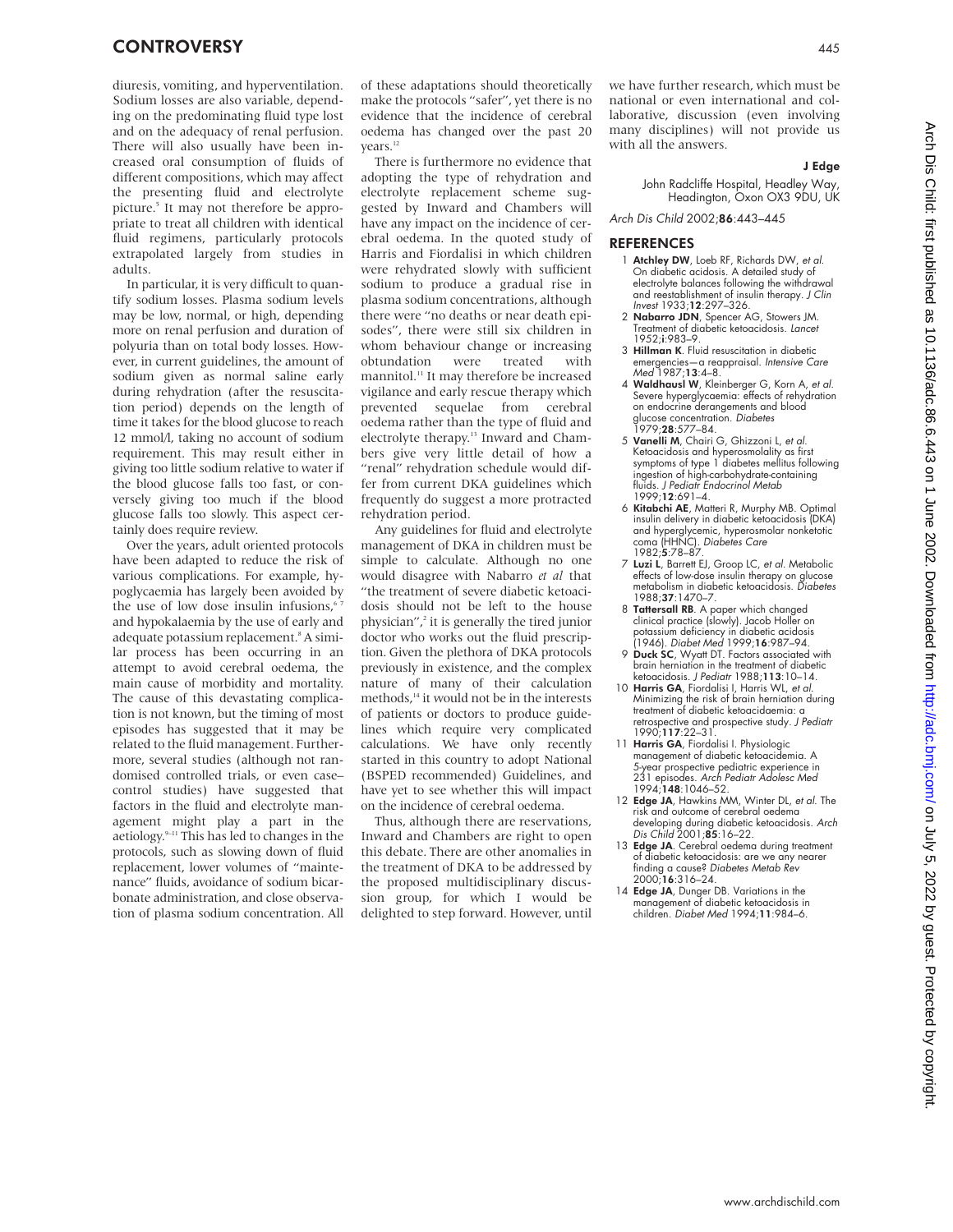diuresis, vomiting, and hyperventilation. Sodium losses are also variable, depending on the predominating fluid type lost and on the adequacy of renal perfusion. There will also usually have been increased oral consumption of fluids of different compositions, which may affect the presenting fluid and electrolyte picture.[5] It may not therefore be appropriate to treat all children with identical fluid regimens, particularly protocols extrapolated largely from studies in adults.

In particular, it is very difficult to quantify sodium losses. Plasma sodium levels may be low, normal, or high, depending more on renal perfusion and duration of polyuria than on total body losses. However, in current guidelines, the amount of sodium given as normal saline early during rehydration (after the resuscitation period) depends on the length of time it takes for the blood glucose to reach 12 mmol/l, taking no account of sodium requirement. This may result either in giving too little sodium relative to water if the blood glucose falls too fast, or conversely giving too much if the blood glucose falls too slowly. This aspect certainly does require review.

Over the years, adult oriented protocols have been adapted to reduce the risk of various complications. For example, hypoglycaemia has largely been avoided by the use of low dose insulin infusions,[6,7] and hypokalaemia by the use of early and adequate potassium replacement.[8] A similar process has been occurring in an attempt to avoid cerebral oedema, the main cause of morbidity and mortality. The cause of this devastating complication is not known, but the timing of most episodes has suggested that it may be related to the fluid management. Furthermore, several studies (although not randomised controlled trials, or even case–control studies) have suggested that factors in the fluid and electrolyte management might play a part in the aetiology.[9–11] This has led to changes in the protocols, such as slowing down of fluid replacement, lower volumes of "maintenance" fluids, avoidance of sodium bicarbonate administration, and close observation of plasma sodium concentration. All of these adaptations should theoretically make the protocols "safer", yet there is no evidence that the incidence of cerebral oedema has changed over the past 20 years.[12]

There is furthermore no evidence that adopting the type of rehydration and electrolyte replacement scheme suggested by Inward and Chambers will have any impact on the incidence of cerebral oedema. In the quoted study of Harris and Fiordalisi in which children were rehydrated slowly with sufficient sodium to produce a gradual rise in plasma sodium concentrations, although there were "no deaths or near death episodes", there were still six children in whom behaviour change or increasing obtundation were treated with mannitol.[11] It may therefore be increased vigilance and early rescue therapy which prevented sequelae from cerebral oedema rather than the type of fluid and electrolyte therapy.[13] Inward and Chambers give very little detail of how a "renal" rehydration schedule would differ from current DKA guidelines which frequently do suggest a more protracted rehydration period.

Any guidelines for fluid and electrolyte management of DKA in children must be simple to calculate. Although no one would disagree with Nabarro *et al* that "the treatment of severe diabetic ketoacidosis should not be left to the house physician",[2] it is generally the tired junior doctor who works out the fluid prescription. Given the plethora of DKA protocols previously in existence, and the complex nature of many of their calculation methods,[14] it would not be in the interests of patients or doctors to produce guidelines which require very complicated calculations. We have only recently started in this country to adopt National (BSPED recommended) Guidelines, and have yet to see whether this will impact on the incidence of cerebral oedema.

Thus, although there are reservations, Inward and Chambers are right to open this debate. There are other anomalies in the treatment of DKA to be addressed by the proposed multidisciplinary discussion group, for which I would be delighted to step forward. However, until we have further research, which must be national or even international and collaborative, discussion (even involving many disciplines) will not provide us with all the answers.

**J Edge**

John Radcliffe Hospital, Headley Way, Headington, Oxon OX3 9DU, UK

## REFERENCES

1. **Atchley DW**, Loeb RF, Richards DW, *et al*. On diabetic acidosis. A detailed study of electrolyte balances following the withdrawal and reestablishment of insulin therapy. *J Clin Invest* 1933;**12**:297–326.
2. **Nabarro JDN**, Spencer AG, Stowers JM. Treatment of diabetic ketoacidosis. *Lancet* 1952;**i**:983–9.
3. **Hillman K**. Fluid resuscitation in diabetic emergencies—a reappraisal. *Intensive Care Med* 1987;**13**:4–8.
4. **Waldhausl W**, Kleinberger G, Korn A, *et al*. Severe hyperglycaemia: effects of rehydration on endocrine derangements and blood glucose concentration. *Diabetes* 1979;**28**:577–84.
5. **Vanelli M**, Chairi G, Ghizzoni L, *et al*. Ketoacidosis and hyperosmolality as first symptoms of type 1 diabetes mellitus following ingestion of high-carbohydrate-containing fluids. *J Pediatr Endocrinol Metab* 1999;**12**:691–4.
6. **Kitabchi AE**, Matteri R, Murphy MB. Optimal insulin delivery in diabetic ketoacidosis (DKA) and hyperglycemic, hyperosmolar nonketotic coma (HHNC). *Diabetes Care* 1982;**5**:78–87.
7. **Luzi L**, Barrett EJ, Groop LC, *et al*. Metabolic effects of low-dose insulin therapy on glucose metabolism in diabetic ketoacidosis. *Diabetes* 1988;**37**:1470–7.
8. **Tattersall RB**. A paper which changed clinical practice (slowly). Jacob Holler on potassium deficiency in diabetic acidosis (1946). *Diabet Med* 1999;**16**:987–94.
9. **Duck SC**, Wyatt DT. Factors associated with brain herniation in the treatment of diabetic ketoacidosis. *J Pediatr* 1988;**113**:10–14.
10. **Harris GA**, Fiordalisi I, Harris WL, *et al*. Minimizing the risk of brain herniation during treatment of diabetic ketoacidaemia: a retrospective and prospective study. *J Pediatr* 1990;**117**:22–31.
11. **Harris GA**, Fiordalisi I. Physiologic management of diabetic ketoacidemia. A 5-year prospective pediatric experience in 231 episodes. *Arch Pediatr Adolesc Med* 1994;**148**:1046–52.
12. **Edge JA**, Hawkins MM, Winter DL, *et al*. The risk and outcome of cerebral oedema developing during diabetic ketoacidosis. *Arch Dis Child* 2001;**85**:16–22.
13. **Edge JA**. Cerebral oedema during treatment of diabetic ketoacidosis: are we any nearer finding a cause? *Diabetes Metab Rev* 2000;**16**:316–24.
14. **Edge JA**, Dunger DB. Variations in the management of diabetic ketoacidosis in children. *Diabet Med* 1994;**11**:984–6.